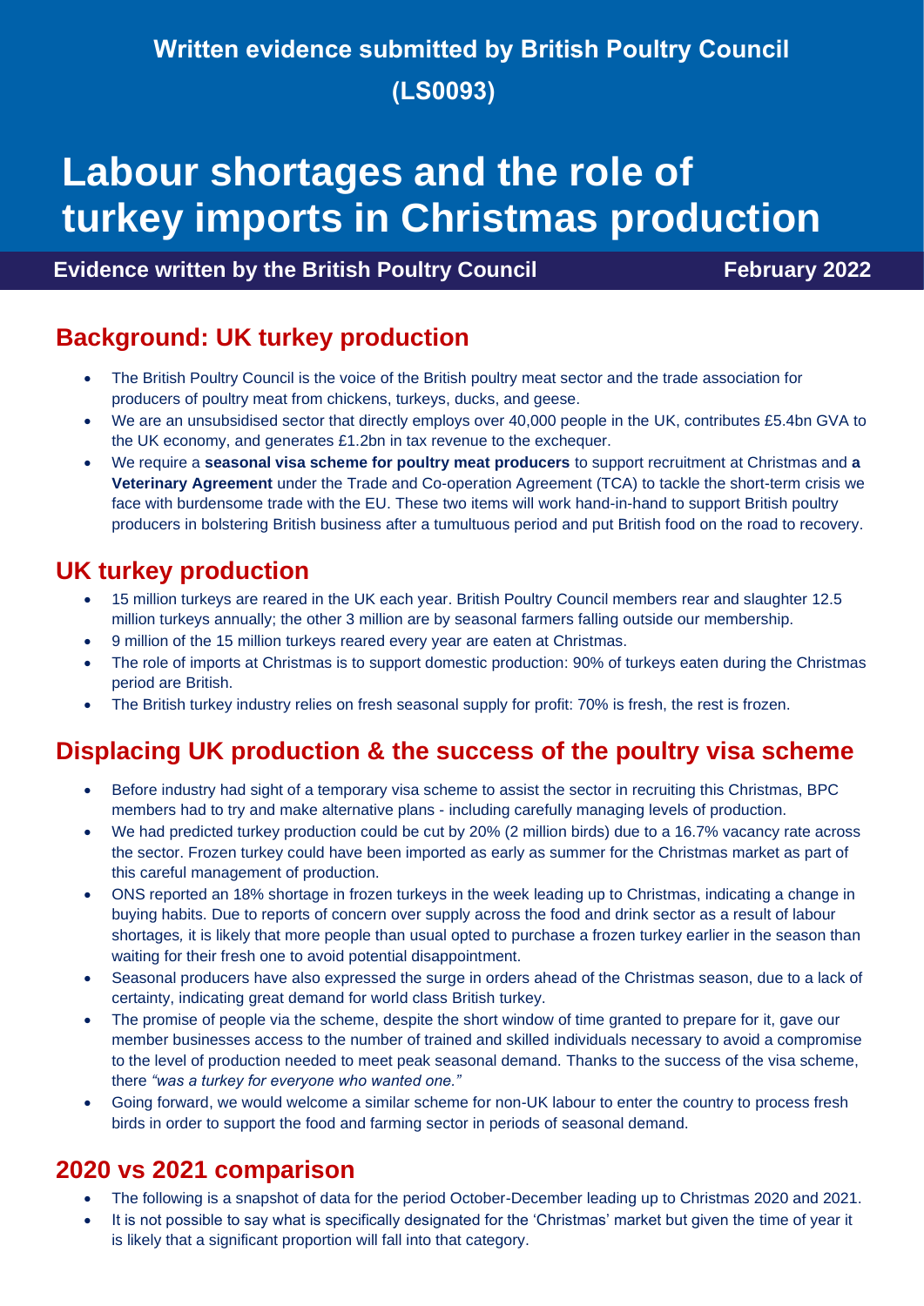# Written evidence submitted by British Poultry Council (LS0093)

# Labour shortages and the role of turkey imports in Christmas production

**Evidence written by the British Poultry Council** **February 2022**

## Background: UK turkey production

- The British Poultry Council is the voice of the British poultry meat sector and the trade association for producers of poultry meat from chickens, turkeys, ducks, and geese.
- We are an unsubsidised sector that directly employs over 40,000 people in the UK, contributes £5.4bn GVA to the UK economy, and generates £1.2bn in tax revenue to the exchequer.
- We require a **seasonal visa scheme for poultry meat producers** to support recruitment at Christmas and **a Veterinary Agreement** under the Trade and Co-operation Agreement (TCA) to tackle the short-term crisis we face with burdensome trade with the EU. These two items will work hand-in-hand to support British poultry producers in bolstering British business after a tumultuous period and put British food on the road to recovery.

## UK turkey production

- 15 million turkeys are reared in the UK each year. British Poultry Council members rear and slaughter 12.5 million turkeys annually; the other 3 million are by seasonal farmers falling outside our membership.
- 9 million of the 15 million turkeys reared every year are eaten at Christmas.
- The role of imports at Christmas is to support domestic production: 90% of turkeys eaten during the Christmas period are British.
- The British turkey industry relies on fresh seasonal supply for profit: 70% is fresh, the rest is frozen.

## Displacing UK production & the success of the poultry visa scheme

- Before industry had sight of a temporary visa scheme to assist the sector in recruiting this Christmas, BPC members had to try and make alternative plans - including carefully managing levels of production.
- We had predicted turkey production could be cut by 20% (2 million birds) due to a 16.7% vacancy rate across the sector. Frozen turkey could have been imported as early as summer for the Christmas market as part of this careful management of production.
- ONS reported an 18% shortage in frozen turkeys in the week leading up to Christmas, indicating a change in buying habits. Due to reports of concern over supply across the food and drink sector as a result of labour shortages, it is likely that more people than usual opted to purchase a frozen turkey earlier in the season than waiting for their fresh one to avoid potential disappointment.
- Seasonal producers have also expressed the surge in orders ahead of the Christmas season, due to a lack of certainty, indicating great demand for world class British turkey.
- The promise of people via the scheme, despite the short window of time granted to prepare for it, gave our member businesses access to the number of trained and skilled individuals necessary to avoid a compromise to the level of production needed to meet peak seasonal demand. Thanks to the success of the visa scheme, there *"was a turkey for everyone who wanted one."*
- Going forward, we would welcome a similar scheme for non-UK labour to enter the country to process fresh birds in order to support the food and farming sector in periods of seasonal demand.

## 2020 vs 2021 comparison

- The following is a snapshot of data for the period October-December leading up to Christmas 2020 and 2021.
- It is not possible to say what is specifically designated for the 'Christmas' market but given the time of year it is likely that a significant proportion will fall into that category.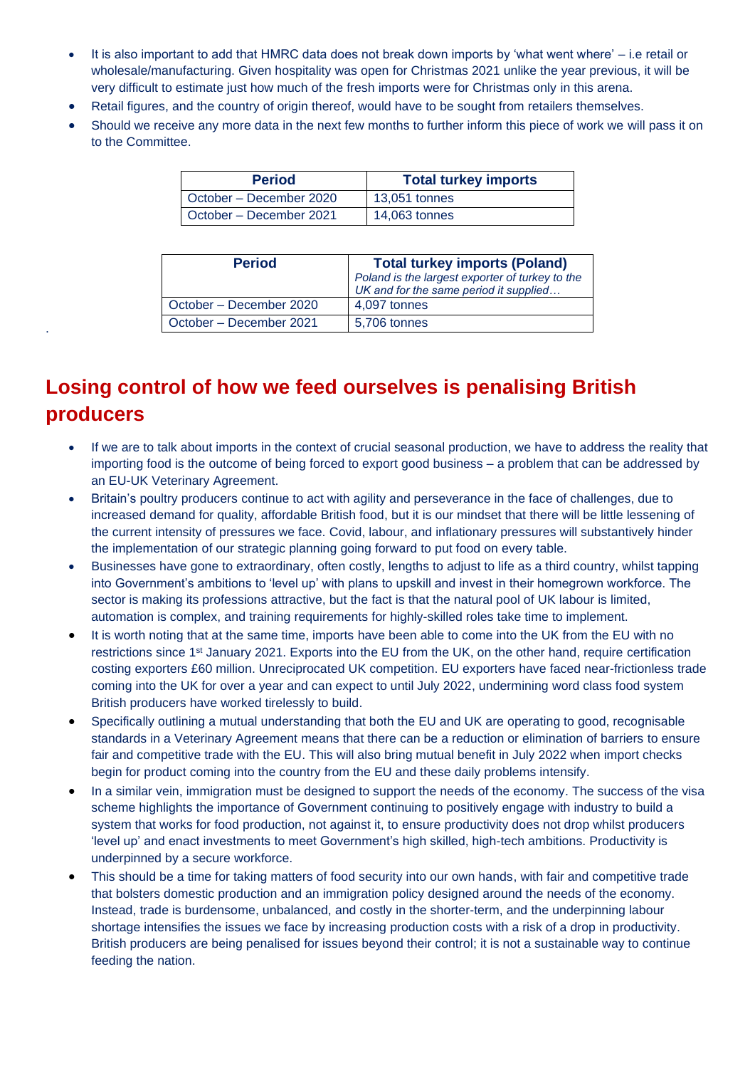- It is also important to add that HMRC data does not break down imports by 'what went where' – i.e retail or wholesale/manufacturing. Given hospitality was open for Christmas 2021 unlike the year previous, it will be very difficult to estimate just how much of the fresh imports were for Christmas only in this arena.
- Retail figures, and the country of origin thereof, would have to be sought from retailers themselves.
- Should we receive any more data in the next few months to further inform this piece of work we will pass it on to the Committee.

| Period | Total turkey imports |
|---|---|
| October – December 2020 | 13,051 tonnes |
| October – December 2021 | 14,063 tonnes |

| Period | Total turkey imports (Poland) *Poland is the largest exporter of turkey to the UK and for the same period it supplied…* |
|---|---|
| October – December 2020 | 4,097 tonnes |
| October – December 2021 | 5,706 tonnes |

## Losing control of how we feed ourselves is penalising British producers

- If we are to talk about imports in the context of crucial seasonal production, we have to address the reality that importing food is the outcome of being forced to export good business – a problem that can be addressed by an EU-UK Veterinary Agreement.
- Britain's poultry producers continue to act with agility and perseverance in the face of challenges, due to increased demand for quality, affordable British food, but it is our mindset that there will be little lessening of the current intensity of pressures we face. Covid, labour, and inflationary pressures will substantively hinder the implementation of our strategic planning going forward to put food on every table.
- Businesses have gone to extraordinary, often costly, lengths to adjust to life as a third country, whilst tapping into Government's ambitions to 'level up' with plans to upskill and invest in their homegrown workforce. The sector is making its professions attractive, but the fact is that the natural pool of UK labour is limited, automation is complex, and training requirements for highly-skilled roles take time to implement.
- It is worth noting that at the same time, imports have been able to come into the UK from the EU with no restrictions since 1st January 2021. Exports into the EU from the UK, on the other hand, require certification costing exporters £60 million. Unreciprocated UK competition. EU exporters have faced near-frictionless trade coming into the UK for over a year and can expect to until July 2022, undermining word class food system British producers have worked tirelessly to build.
- Specifically outlining a mutual understanding that both the EU and UK are operating to good, recognisable standards in a Veterinary Agreement means that there can be a reduction or elimination of barriers to ensure fair and competitive trade with the EU. This will also bring mutual benefit in July 2022 when import checks begin for product coming into the country from the EU and these daily problems intensify.
- In a similar vein, immigration must be designed to support the needs of the economy. The success of the visa scheme highlights the importance of Government continuing to positively engage with industry to build a system that works for food production, not against it, to ensure productivity does not drop whilst producers 'level up' and enact investments to meet Government's high skilled, high-tech ambitions. Productivity is underpinned by a secure workforce.
- This should be a time for taking matters of food security into our own hands, with fair and competitive trade that bolsters domestic production and an immigration policy designed around the needs of the economy. Instead, trade is burdensome, unbalanced, and costly in the shorter-term, and the underpinning labour shortage intensifies the issues we face by increasing production costs with a risk of a drop in productivity. British producers are being penalised for issues beyond their control; it is not a sustainable way to continue feeding the nation.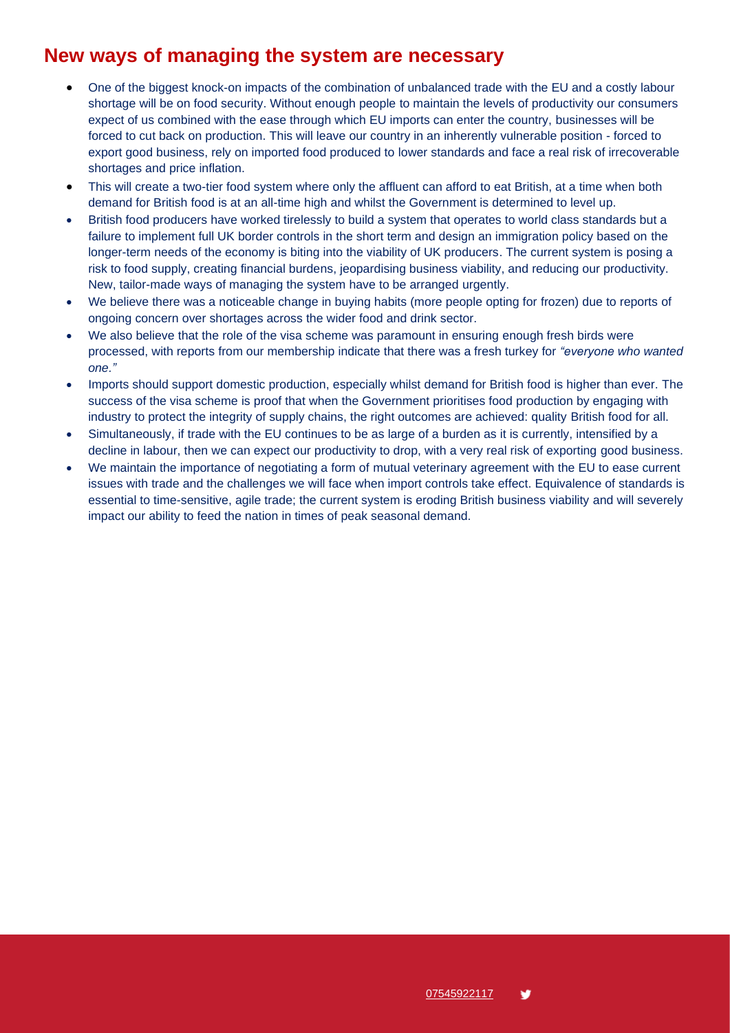## New ways of managing the system are necessary

- One of the biggest knock-on impacts of the combination of unbalanced trade with the EU and a costly labour shortage will be on food security. Without enough people to maintain the levels of productivity our consumers expect of us combined with the ease through which EU imports can enter the country, businesses will be forced to cut back on production. This will leave our country in an inherently vulnerable position - forced to export good business, rely on imported food produced to lower standards and face a real risk of irrecoverable shortages and price inflation.
- This will create a two-tier food system where only the affluent can afford to eat British, at a time when both demand for British food is at an all-time high and whilst the Government is determined to level up.
- British food producers have worked tirelessly to build a system that operates to world class standards but a failure to implement full UK border controls in the short term and design an immigration policy based on the longer-term needs of the economy is biting into the viability of UK producers. The current system is posing a risk to food supply, creating financial burdens, jeopardising business viability, and reducing our productivity. New, tailor-made ways of managing the system have to be arranged urgently.
- We believe there was a noticeable change in buying habits (more people opting for frozen) due to reports of ongoing concern over shortages across the wider food and drink sector.
- We also believe that the role of the visa scheme was paramount in ensuring enough fresh birds were processed, with reports from our membership indicate that there was a fresh turkey for *"everyone who wanted one."*
- Imports should support domestic production, especially whilst demand for British food is higher than ever. The success of the visa scheme is proof that when the Government prioritises food production by engaging with industry to protect the integrity of supply chains, the right outcomes are achieved: quality British food for all.
- Simultaneously, if trade with the EU continues to be as large of a burden as it is currently, intensified by a decline in labour, then we can expect our productivity to drop, with a very real risk of exporting good business.
- We maintain the importance of negotiating a form of mutual veterinary agreement with the EU to ease current issues with trade and the challenges we will face when import controls take effect. Equivalence of standards is essential to time-sensitive, agile trade; the current system is eroding British business viability and will severely impact our ability to feed the nation in times of peak seasonal demand.

07545922117